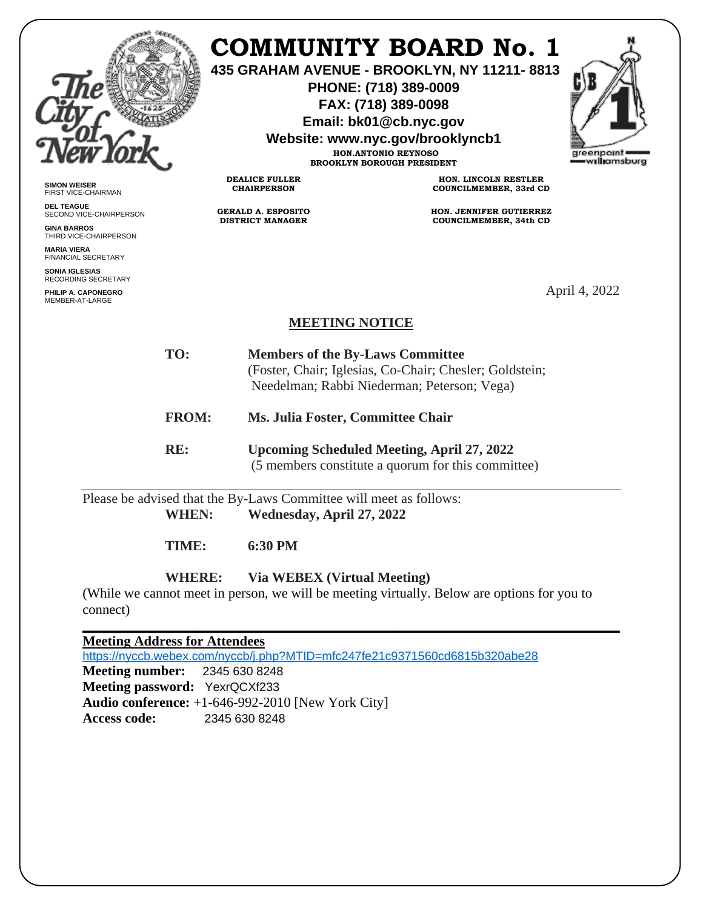# COMMUNITY BOARD No. 1

**435 GRAHAM AVENUE - BROOKLYN, NY 11211- 8813**
**PHONE: (718) 389-0009**
**FAX: (718) 389-0098**
**Email: bk01@cb.nyc.gov**
**Website: www.nyc.gov/brooklyncb1**

**HON.ANTONIO REYNOSO**
**BROOKLYN BOROUGH PRESIDENT**

**DEALICE FULLER**
**CHAIRPERSON**

**HON. LINCOLN RESTLER**
**COUNCILMEMBER, 33rd CD**

**GERALD A. ESPOSITO**
**DISTRICT MANAGER**

**HON. JENNIFER GUTIERREZ**
**COUNCILMEMBER, 34th CD**

**SIMON WEISER**
FIRST VICE-CHAIRMAN

**DEL TEAGUE**
SECOND VICE-CHAIRPERSON

**GINA BARROS**
THIRD VICE-CHAIRPERSON

**MARIA VIERA**
FINANCIAL SECRETARY

**SONIA IGLESIAS**
RECORDING SECRETARY

**PHILIP A. CAPONEGRO**
MEMBER-AT-LARGE

April 4, 2022

## MEETING NOTICE

**TO:** **Members of the By-Laws Committee**
(Foster, Chair; Iglesias, Co-Chair; Chesler; Goldstein; Needelman; Rabbi Niederman; Peterson; Vega)

**FROM:** **Ms. Julia Foster, Committee Chair**

**RE:** **Upcoming Scheduled Meeting, April 27, 2022**
(5 members constitute a quorum for this committee)

---

Please be advised that the By-Laws Committee will meet as follows:

**WHEN:** **Wednesday, April 27, 2022**

**TIME:** **6:30 PM**

**WHERE:** **Via WEBEX (Virtual Meeting)**

(While we cannot meet in person, we will be meeting virtually. Below are options for you to connect)

---

**Meeting Address for Attendees**
https://nyccb.webex.com/nyccb/j.php?MTID=mfc247fe21c9371560cd6815b320abe28
**Meeting number:** 2345 630 8248
**Meeting password:** YexrQCXf233
**Audio conference:** +1-646-992-2010 [New York City]
**Access code:** 2345 630 8248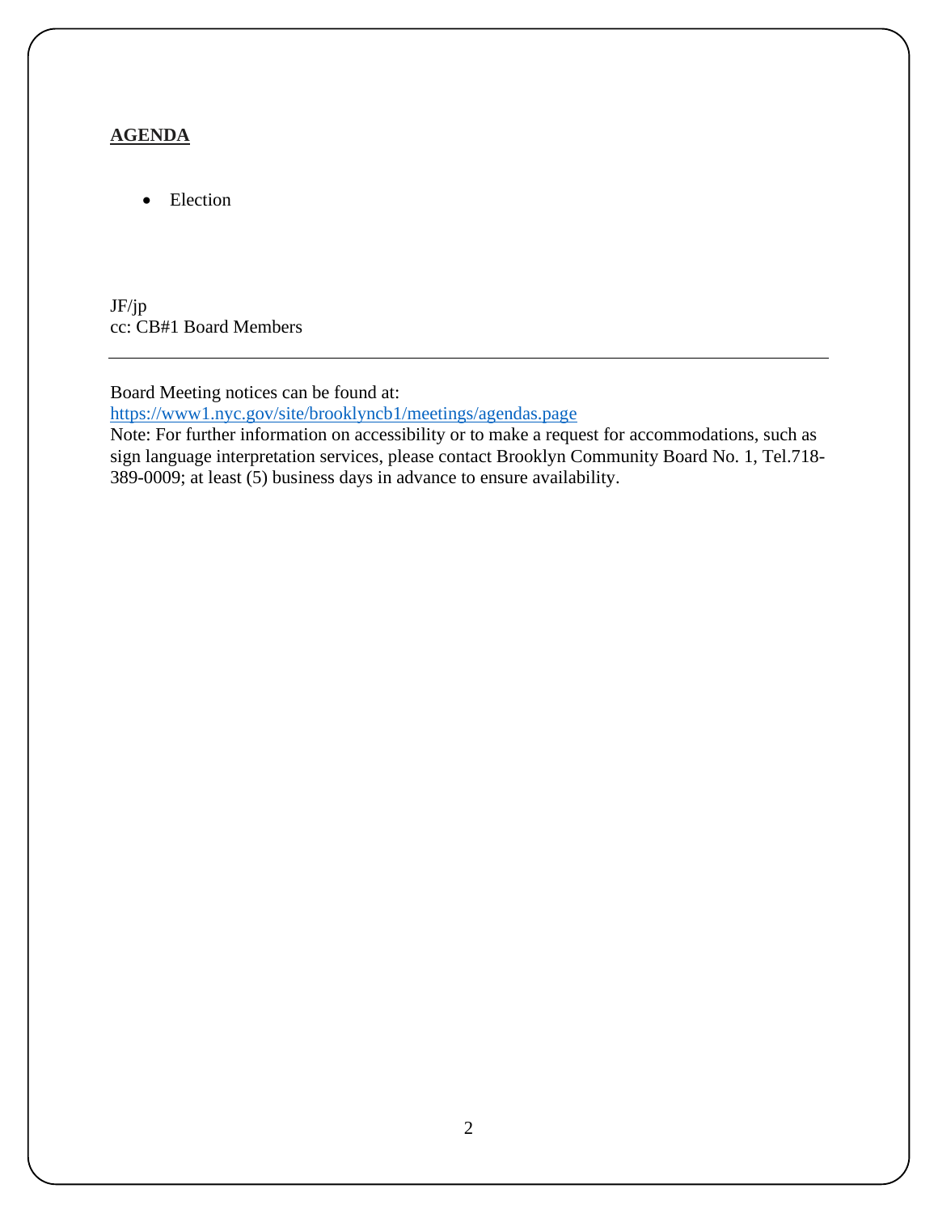**AGENDA**

- Election

JF/jp
cc: CB#1 Board Members

---

Board Meeting notices can be found at:
https://www1.nyc.gov/site/brooklyncb1/meetings/agendas.page
Note: For further information on accessibility or to make a request for accommodations, such as sign language interpretation services, please contact Brooklyn Community Board No. 1, Tel.718-389-0009; at least (5) business days in advance to ensure availability.